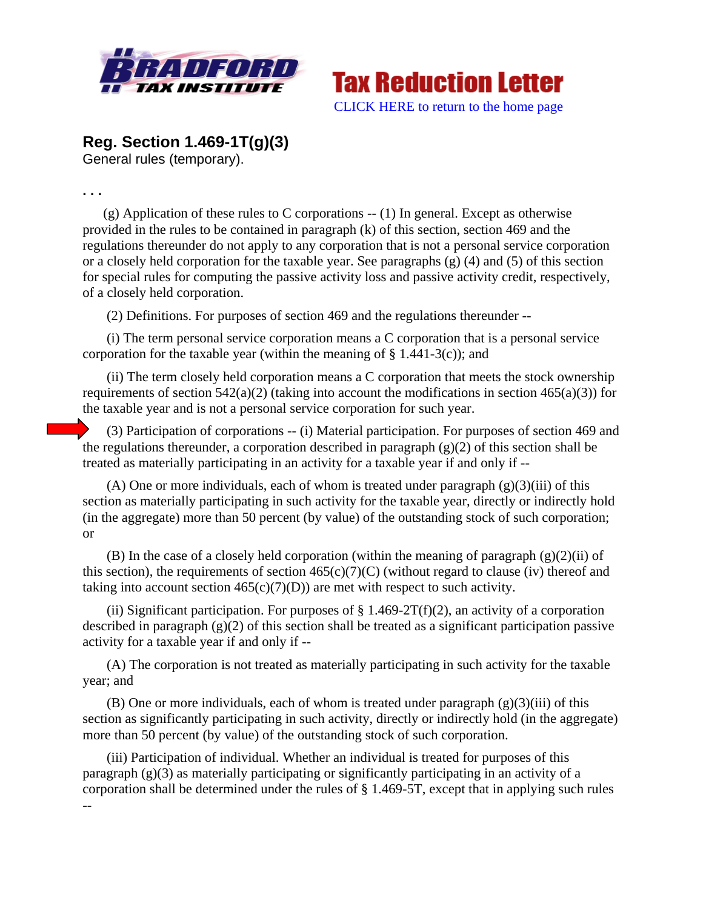Bradford Tax Institute — Tax Reduction Letter

CLICK HERE to return to the home page

## Reg. Section 1.469-1T(g)(3)

General rules (temporary).

. . .

(g) Application of these rules to C corporations -- (1) In general. Except as otherwise provided in the rules to be contained in paragraph (k) of this section, section 469 and the regulations thereunder do not apply to any corporation that is not a personal service corporation or a closely held corporation for the taxable year. See paragraphs (g) (4) and (5) of this section for special rules for computing the passive activity loss and passive activity credit, respectively, of a closely held corporation.

(2) Definitions. For purposes of section 469 and the regulations thereunder --

(i) The term personal service corporation means a C corporation that is a personal service corporation for the taxable year (within the meaning of § 1.441-3(c)); and

(ii) The term closely held corporation means a C corporation that meets the stock ownership requirements of section 542(a)(2) (taking into account the modifications in section 465(a)(3)) for the taxable year and is not a personal service corporation for such year.

(3) Participation of corporations -- (i) Material participation. For purposes of section 469 and the regulations thereunder, a corporation described in paragraph (g)(2) of this section shall be treated as materially participating in an activity for a taxable year if and only if --

(A) One or more individuals, each of whom is treated under paragraph (g)(3)(iii) of this section as materially participating in such activity for the taxable year, directly or indirectly hold (in the aggregate) more than 50 percent (by value) of the outstanding stock of such corporation; or

(B) In the case of a closely held corporation (within the meaning of paragraph (g)(2)(ii) of this section), the requirements of section 465(c)(7)(C) (without regard to clause (iv) thereof and taking into account section 465(c)(7)(D)) are met with respect to such activity.

(ii) Significant participation. For purposes of § 1.469-2T(f)(2), an activity of a corporation described in paragraph (g)(2) of this section shall be treated as a significant participation passive activity for a taxable year if and only if --

(A) The corporation is not treated as materially participating in such activity for the taxable year; and

(B) One or more individuals, each of whom is treated under paragraph (g)(3)(iii) of this section as significantly participating in such activity, directly or indirectly hold (in the aggregate) more than 50 percent (by value) of the outstanding stock of such corporation.

(iii) Participation of individual. Whether an individual is treated for purposes of this paragraph (g)(3) as materially participating or significantly participating in an activity of a corporation shall be determined under the rules of § 1.469-5T, except that in applying such rules --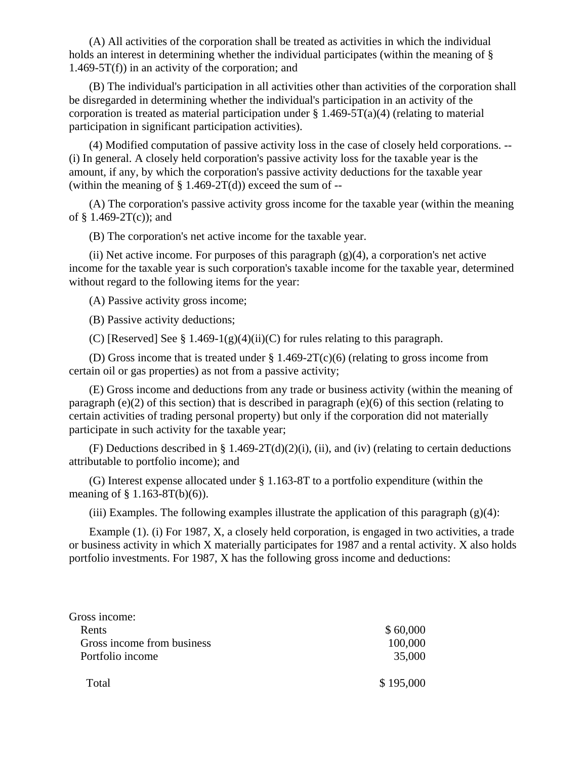(A) All activities of the corporation shall be treated as activities in which the individual holds an interest in determining whether the individual participates (within the meaning of § 1.469-5T(f)) in an activity of the corporation; and

(B) The individual's participation in all activities other than activities of the corporation shall be disregarded in determining whether the individual's participation in an activity of the corporation is treated as material participation under § 1.469-5T(a)(4) (relating to material participation in significant participation activities).

(4) Modified computation of passive activity loss in the case of closely held corporations. -- (i) In general. A closely held corporation's passive activity loss for the taxable year is the amount, if any, by which the corporation's passive activity deductions for the taxable year (within the meaning of § 1.469-2T(d)) exceed the sum of --

(A) The corporation's passive activity gross income for the taxable year (within the meaning of § 1.469-2T(c)); and

(B) The corporation's net active income for the taxable year.

(ii) Net active income. For purposes of this paragraph (g)(4), a corporation's net active income for the taxable year is such corporation's taxable income for the taxable year, determined without regard to the following items for the year:

(A) Passive activity gross income;

(B) Passive activity deductions;

(C) [Reserved] See § 1.469-1(g)(4)(ii)(C) for rules relating to this paragraph.

(D) Gross income that is treated under § 1.469-2T(c)(6) (relating to gross income from certain oil or gas properties) as not from a passive activity;

(E) Gross income and deductions from any trade or business activity (within the meaning of paragraph (e)(2) of this section) that is described in paragraph (e)(6) of this section (relating to certain activities of trading personal property) but only if the corporation did not materially participate in such activity for the taxable year;

(F) Deductions described in § 1.469-2T(d)(2)(i), (ii), and (iv) (relating to certain deductions attributable to portfolio income); and

(G) Interest expense allocated under § 1.163-8T to a portfolio expenditure (within the meaning of § 1.163-8T(b)(6)).

(iii) Examples. The following examples illustrate the application of this paragraph (g)(4):

Example (1). (i) For 1987, X, a closely held corporation, is engaged in two activities, a trade or business activity in which X materially participates for 1987 and a rental activity. X also holds portfolio investments. For 1987, X has the following gross income and deductions:

| | |
|---|---|
| Gross income: | |
| Rents | $ 60,000 |
| Gross income from business | 100,000 |
| Portfolio income | 35,000 |
| Total | $ 195,000 |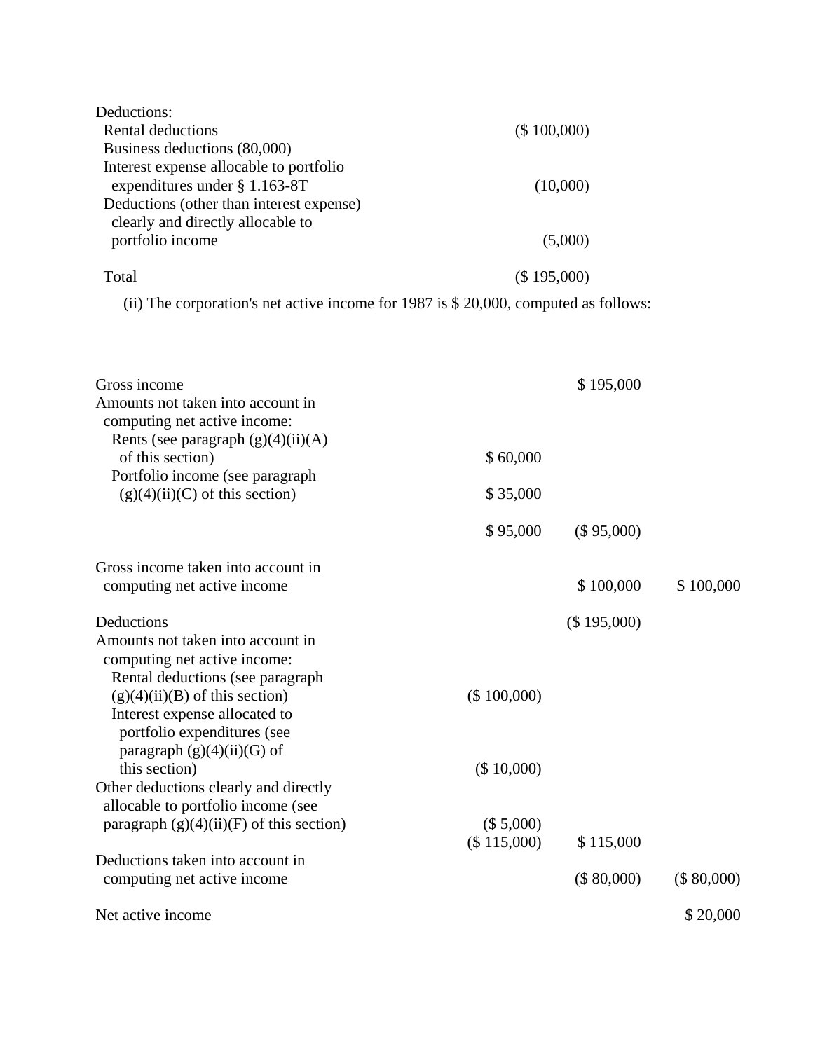| | |
|---|---|
| Deductions: | |
| Rental deductions | ($ 100,000) |
| Business deductions (80,000) | |
| Interest expense allocable to portfolio expenditures under § 1.163-8T | (10,000) |
| Deductions (other than interest expense) clearly and directly allocable to portfolio income | (5,000) |
| Total | ($ 195,000) |

(ii) The corporation's net active income for 1987 is $ 20,000, computed as follows:

| | | | |
|---|---|---|---|
| Gross income | | $ 195,000 | |
| Amounts not taken into account in computing net active income: | | | |
| Rents (see paragraph (g)(4)(ii)(A) of this section) | $ 60,000 | | |
| Portfolio income (see paragraph (g)(4)(ii)(C) of this section) | $ 35,000 | | |
| | $ 95,000 | ($ 95,000) | |
| Gross income taken into account in computing net active income | | $ 100,000 | $ 100,000 |
| Deductions | | ($ 195,000) | |
| Amounts not taken into account in computing net active income: | | | |
| Rental deductions (see paragraph (g)(4)(ii)(B) of this section) | ($ 100,000) | | |
| Interest expense allocated to portfolio expenditures (see paragraph (g)(4)(ii)(G) of this section) | ($ 10,000) | | |
| Other deductions clearly and directly allocable to portfolio income (see paragraph (g)(4)(ii)(F) of this section) | ($ 5,000) | | |
| | ($ 115,000) | $ 115,000 | |
| Deductions taken into account in computing net active income | | ($ 80,000) | ($ 80,000) |
| Net active income | | | $ 20,000 |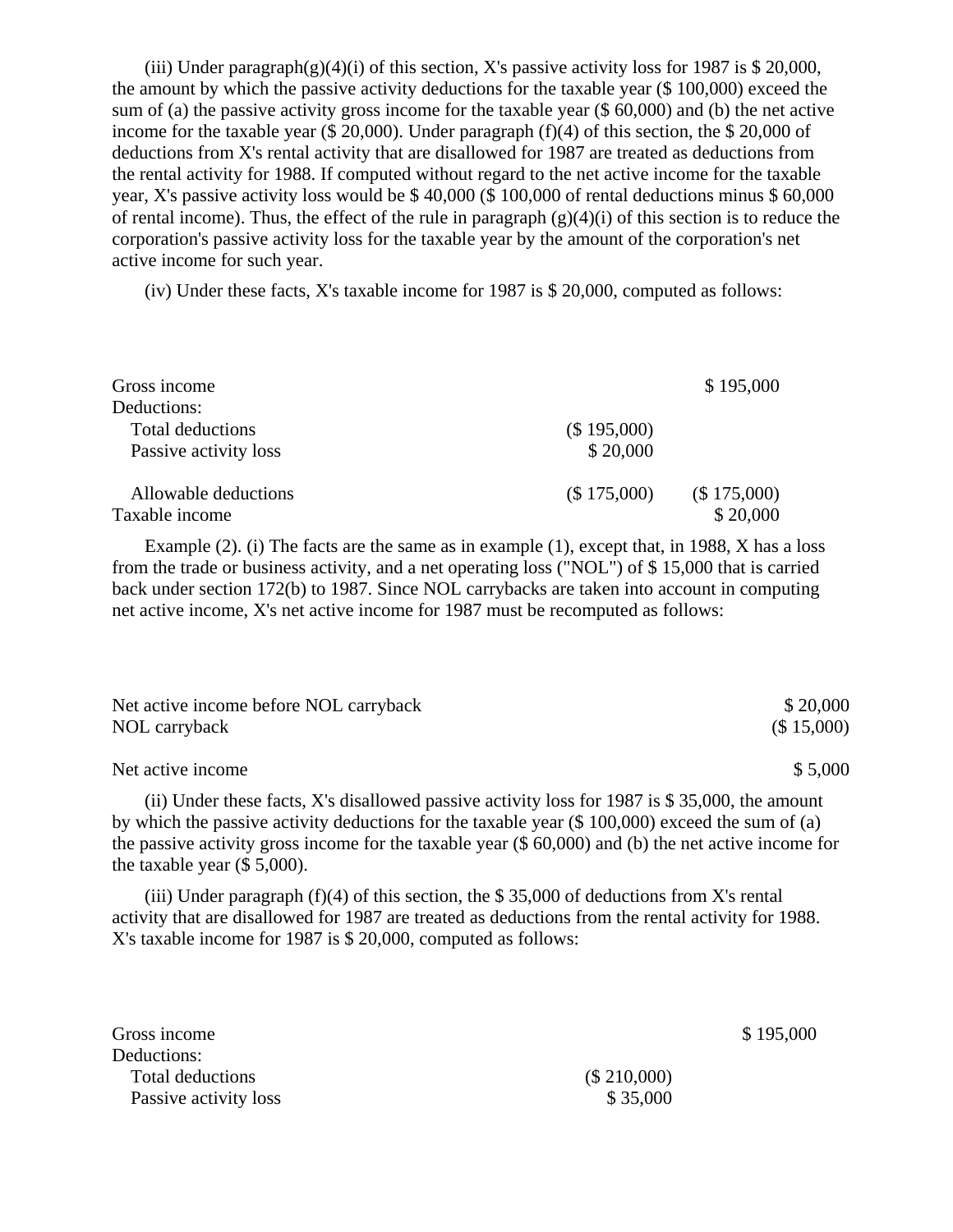(iii) Under paragraph(g)(4)(i) of this section, X's passive activity loss for 1987 is $ 20,000, the amount by which the passive activity deductions for the taxable year ($ 100,000) exceed the sum of (a) the passive activity gross income for the taxable year ($ 60,000) and (b) the net active income for the taxable year ($ 20,000). Under paragraph (f)(4) of this section, the $ 20,000 of deductions from X's rental activity that are disallowed for 1987 are treated as deductions from the rental activity for 1988. If computed without regard to the net active income for the taxable year, X's passive activity loss would be $ 40,000 ($ 100,000 of rental deductions minus $ 60,000 of rental income). Thus, the effect of the rule in paragraph (g)(4)(i) of this section is to reduce the corporation's passive activity loss for the taxable year by the amount of the corporation's net active income for such year.

(iv) Under these facts, X's taxable income for 1987 is $ 20,000, computed as follows:

| | | |
|---|---|---|
| Gross income | | $ 195,000 |
| Deductions: | | |
| Total deductions | ($ 195,000) | |
| Passive activity loss | $ 20,000 | |
| Allowable deductions | ($ 175,000) | ($ 175,000) |
| Taxable income | | $ 20,000 |

Example (2). (i) The facts are the same as in example (1), except that, in 1988, X has a loss from the trade or business activity, and a net operating loss ("NOL") of $ 15,000 that is carried back under section 172(b) to 1987. Since NOL carrybacks are taken into account in computing net active income, X's net active income for 1987 must be recomputed as follows:

| | |
|---|---|
| Net active income before NOL carryback | $ 20,000 |
| NOL carryback | ($ 15,000) |
| Net active income | $ 5,000 |

(ii) Under these facts, X's disallowed passive activity loss for 1987 is $ 35,000, the amount by which the passive activity deductions for the taxable year ($ 100,000) exceed the sum of (a) the passive activity gross income for the taxable year ($ 60,000) and (b) the net active income for the taxable year ($ 5,000).

(iii) Under paragraph (f)(4) of this section, the $ 35,000 of deductions from X's rental activity that are disallowed for 1987 are treated as deductions from the rental activity for 1988. X's taxable income for 1987 is $ 20,000, computed as follows:

| | | |
|---|---|---|
| Gross income | | $ 195,000 |
| Deductions: | | |
| Total deductions | ($ 210,000) | |
| Passive activity loss | $ 35,000 | |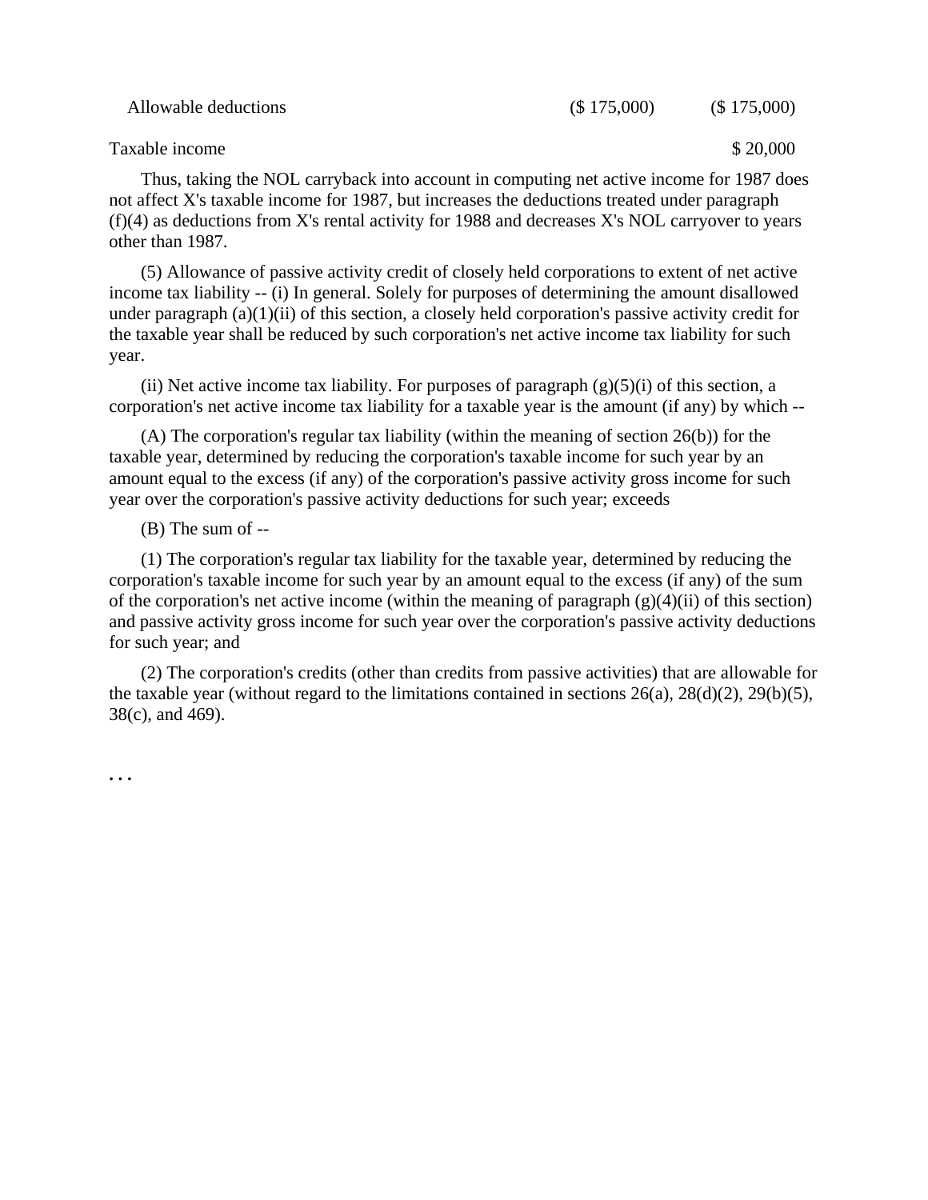| | | |
|---|---|---|
| Allowable deductions | ($ 175,000) | ($ 175,000) |
| Taxable income | | $ 20,000 |

Thus, taking the NOL carryback into account in computing net active income for 1987 does not affect X's taxable income for 1987, but increases the deductions treated under paragraph (f)(4) as deductions from X's rental activity for 1988 and decreases X's NOL carryover to years other than 1987.

(5) Allowance of passive activity credit of closely held corporations to extent of net active income tax liability -- (i) In general. Solely for purposes of determining the amount disallowed under paragraph (a)(1)(ii) of this section, a closely held corporation's passive activity credit for the taxable year shall be reduced by such corporation's net active income tax liability for such year.

(ii) Net active income tax liability. For purposes of paragraph (g)(5)(i) of this section, a corporation's net active income tax liability for a taxable year is the amount (if any) by which --

(A) The corporation's regular tax liability (within the meaning of section 26(b)) for the taxable year, determined by reducing the corporation's taxable income for such year by an amount equal to the excess (if any) of the corporation's passive activity gross income for such year over the corporation's passive activity deductions for such year; exceeds

(B) The sum of --

(1) The corporation's regular tax liability for the taxable year, determined by reducing the corporation's taxable income for such year by an amount equal to the excess (if any) of the sum of the corporation's net active income (within the meaning of paragraph (g)(4)(ii) of this section) and passive activity gross income for such year over the corporation's passive activity deductions for such year; and

(2) The corporation's credits (other than credits from passive activities) that are allowable for the taxable year (without regard to the limitations contained in sections 26(a), 28(d)(2), 29(b)(5), 38(c), and 469).

. . .